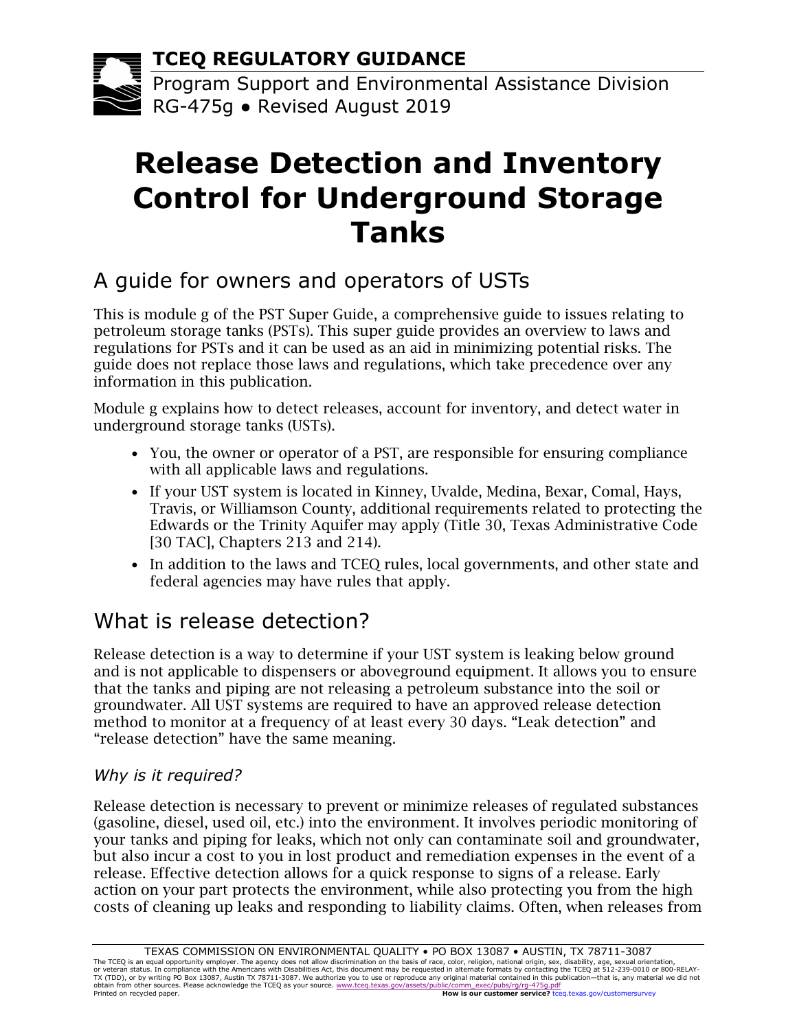**TCEQ REGULATORY GUIDANCE**

Program Support and Environmental Assistance Division
RG-475g • Revised August 2019

# Release Detection and Inventory Control for Underground Storage Tanks

## A guide for owners and operators of USTs

This is module g of the PST Super Guide, a comprehensive guide to issues relating to petroleum storage tanks (PSTs). This super guide provides an overview to laws and regulations for PSTs and it can be used as an aid in minimizing potential risks. The guide does not replace those laws and regulations, which take precedence over any information in this publication.

Module g explains how to detect releases, account for inventory, and detect water in underground storage tanks (USTs).

- You, the owner or operator of a PST, are responsible for ensuring compliance with all applicable laws and regulations.
- If your UST system is located in Kinney, Uvalde, Medina, Bexar, Comal, Hays, Travis, or Williamson County, additional requirements related to protecting the Edwards or the Trinity Aquifer may apply (Title 30, Texas Administrative Code [30 TAC], Chapters 213 and 214).
- In addition to the laws and TCEQ rules, local governments, and other state and federal agencies may have rules that apply.

## What is release detection?

Release detection is a way to determine if your UST system is leaking below ground and is not applicable to dispensers or aboveground equipment. It allows you to ensure that the tanks and piping are not releasing a petroleum substance into the soil or groundwater. All UST systems are required to have an approved release detection method to monitor at a frequency of at least every 30 days. "Leak detection" and "release detection" have the same meaning.

### *Why is it required?*

Release detection is necessary to prevent or minimize releases of regulated substances (gasoline, diesel, used oil, etc.) into the environment. It involves periodic monitoring of your tanks and piping for leaks, which not only can contaminate soil and groundwater, but also incur a cost to you in lost product and remediation expenses in the event of a release. Effective detection allows for a quick response to signs of a release. Early action on your part protects the environment, while also protecting you from the high costs of cleaning up leaks and responding to liability claims. Often, when releases from

TEXAS COMMISSION ON ENVIRONMENTAL QUALITY • PO BOX 13087 • AUSTIN, TX 78711-3087

The TCEQ is an equal opportunity employer. The agency does not allow discrimination on the basis of race, color, religion, national origin, sex, disability, age, sexual orientation, or veteran status. In compliance with the Americans with Disabilities Act, this document may be requested in alternate formats by contacting the TCEQ at 512-239-0010 or 800-RELAY-TX (TDD), or by writing PO Box 13087, Austin TX 78711-3087. We authorize you to use or reproduce any original material contained in this publication—that is, any material we did not obtain from other sources. Please acknowledge the TCEQ as your source. www.tceq.texas.gov/assets/public/comm_exec/pubs/rg/rg-475g.pdf

Printed on recycled paper. **How is our customer service?** tceq.texas.gov/customersurvey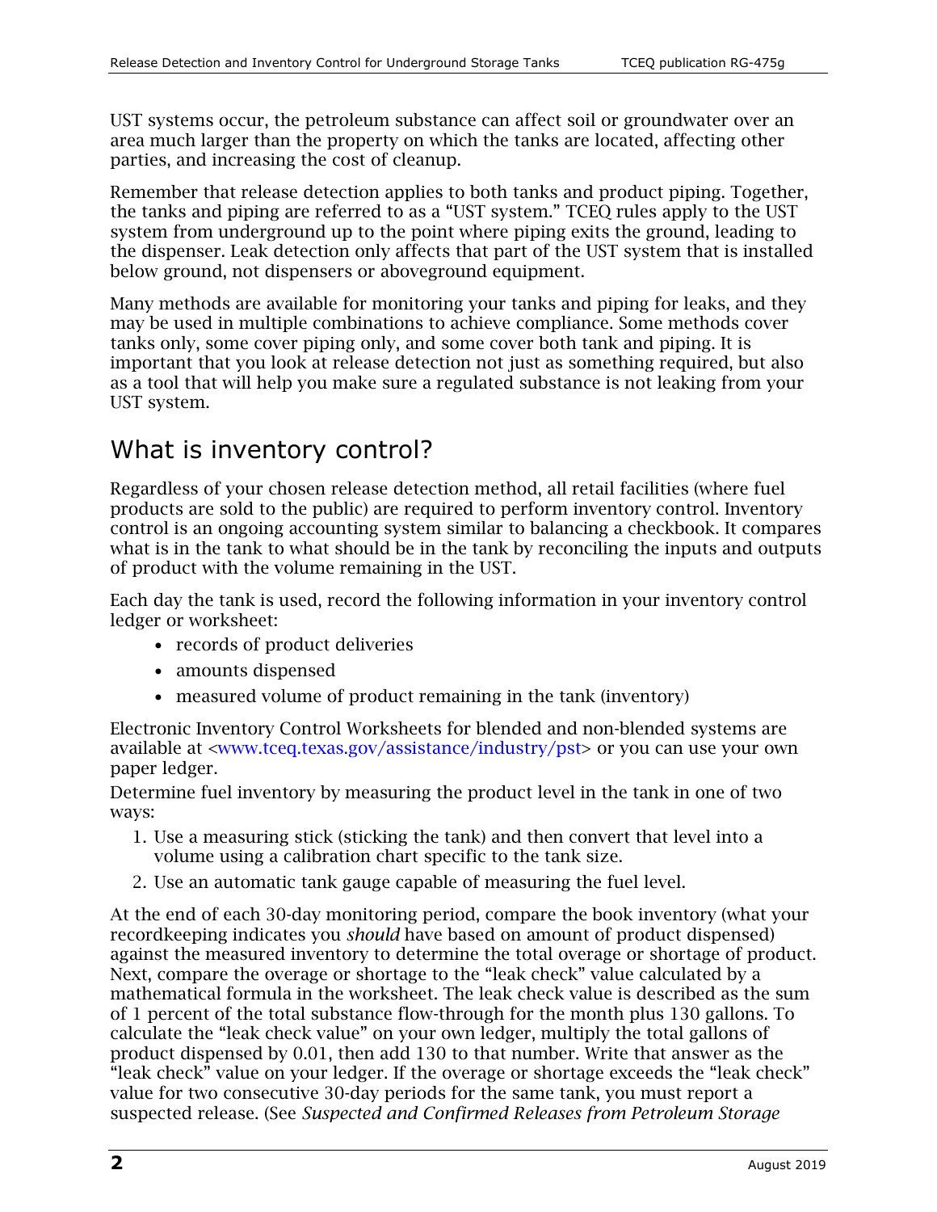UST systems occur, the petroleum substance can affect soil or groundwater over an area much larger than the property on which the tanks are located, affecting other parties, and increasing the cost of cleanup.

Remember that release detection applies to both tanks and product piping. Together, the tanks and piping are referred to as a "UST system." TCEQ rules apply to the UST system from underground up to the point where piping exits the ground, leading to the dispenser. Leak detection only affects that part of the UST system that is installed below ground, not dispensers or aboveground equipment.

Many methods are available for monitoring your tanks and piping for leaks, and they may be used in multiple combinations to achieve compliance. Some methods cover tanks only, some cover piping only, and some cover both tank and piping. It is important that you look at release detection not just as something required, but also as a tool that will help you make sure a regulated substance is not leaking from your UST system.

## What is inventory control?

Regardless of your chosen release detection method, all retail facilities (where fuel products are sold to the public) are required to perform inventory control. Inventory control is an ongoing accounting system similar to balancing a checkbook. It compares what is in the tank to what should be in the tank by reconciling the inputs and outputs of product with the volume remaining in the UST.

Each day the tank is used, record the following information in your inventory control ledger or worksheet:

- records of product deliveries
- amounts dispensed
- measured volume of product remaining in the tank (inventory)

Electronic Inventory Control Worksheets for blended and non-blended systems are available at <www.tceq.texas.gov/assistance/industry/pst> or you can use your own paper ledger.

Determine fuel inventory by measuring the product level in the tank in one of two ways:

1. Use a measuring stick (sticking the tank) and then convert that level into a volume using a calibration chart specific to the tank size.
2. Use an automatic tank gauge capable of measuring the fuel level.

At the end of each 30-day monitoring period, compare the book inventory (what your recordkeeping indicates you *should* have based on amount of product dispensed) against the measured inventory to determine the total overage or shortage of product. Next, compare the overage or shortage to the "leak check" value calculated by a mathematical formula in the worksheet. The leak check value is described as the sum of 1 percent of the total substance flow-through for the month plus 130 gallons. To calculate the "leak check value" on your own ledger, multiply the total gallons of product dispensed by 0.01, then add 130 to that number. Write that answer as the "leak check" value on your ledger. If the overage or shortage exceeds the "leak check" value for two consecutive 30-day periods for the same tank, you must report a suspected release. (See *Suspected and Confirmed Releases from Petroleum Storage*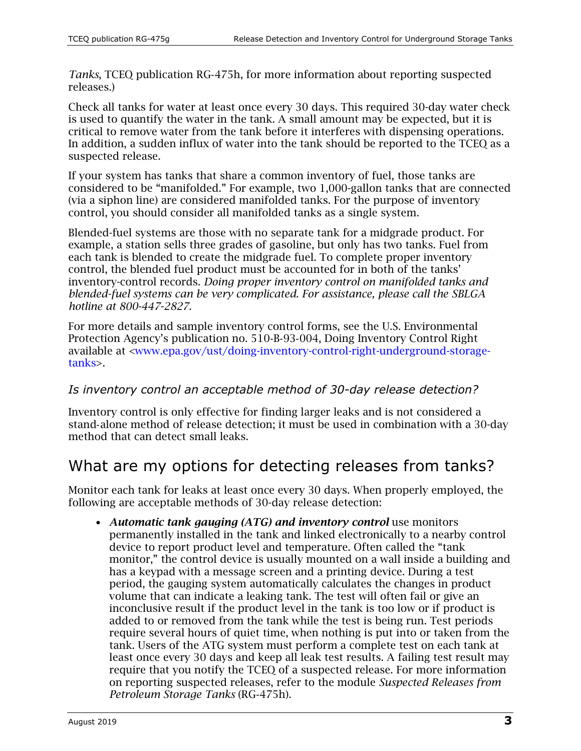*Tanks*, TCEQ publication RG-475h, for more information about reporting suspected releases.)

Check all tanks for water at least once every 30 days. This required 30-day water check is used to quantify the water in the tank. A small amount may be expected, but it is critical to remove water from the tank before it interferes with dispensing operations. In addition, a sudden influx of water into the tank should be reported to the TCEQ as a suspected release.

If your system has tanks that share a common inventory of fuel, those tanks are considered to be "manifolded." For example, two 1,000-gallon tanks that are connected (via a siphon line) are considered manifolded tanks. For the purpose of inventory control, you should consider all manifolded tanks as a single system.

Blended-fuel systems are those with no separate tank for a midgrade product. For example, a station sells three grades of gasoline, but only has two tanks. Fuel from each tank is blended to create the midgrade fuel. To complete proper inventory control, the blended fuel product must be accounted for in both of the tanks' inventory-control records. *Doing proper inventory control on manifolded tanks and blended-fuel systems can be very complicated. For assistance, please call the SBLGA hotline at 800-447-2827.*

For more details and sample inventory control forms, see the U.S. Environmental Protection Agency's publication no. 510-B-93-004, Doing Inventory Control Right available at <www.epa.gov/ust/doing-inventory-control-right-underground-storage-tanks>.

### *Is inventory control an acceptable method of 30-day release detection?*

Inventory control is only effective for finding larger leaks and is not considered a stand-alone method of release detection; it must be used in combination with a 30-day method that can detect small leaks.

## What are my options for detecting releases from tanks?

Monitor each tank for leaks at least once every 30 days. When properly employed, the following are acceptable methods of 30-day release detection:

- ***Automatic tank gauging (ATG) and inventory control*** use monitors permanently installed in the tank and linked electronically to a nearby control device to report product level and temperature. Often called the "tank monitor," the control device is usually mounted on a wall inside a building and has a keypad with a message screen and a printing device. During a test period, the gauging system automatically calculates the changes in product volume that can indicate a leaking tank. The test will often fail or give an inconclusive result if the product level in the tank is too low or if product is added to or removed from the tank while the test is being run. Test periods require several hours of quiet time, when nothing is put into or taken from the tank. Users of the ATG system must perform a complete test on each tank at least once every 30 days and keep all leak test results. A failing test result may require that you notify the TCEQ of a suspected release. For more information on reporting suspected releases, refer to the module *Suspected Releases from Petroleum Storage Tanks* (RG-475h).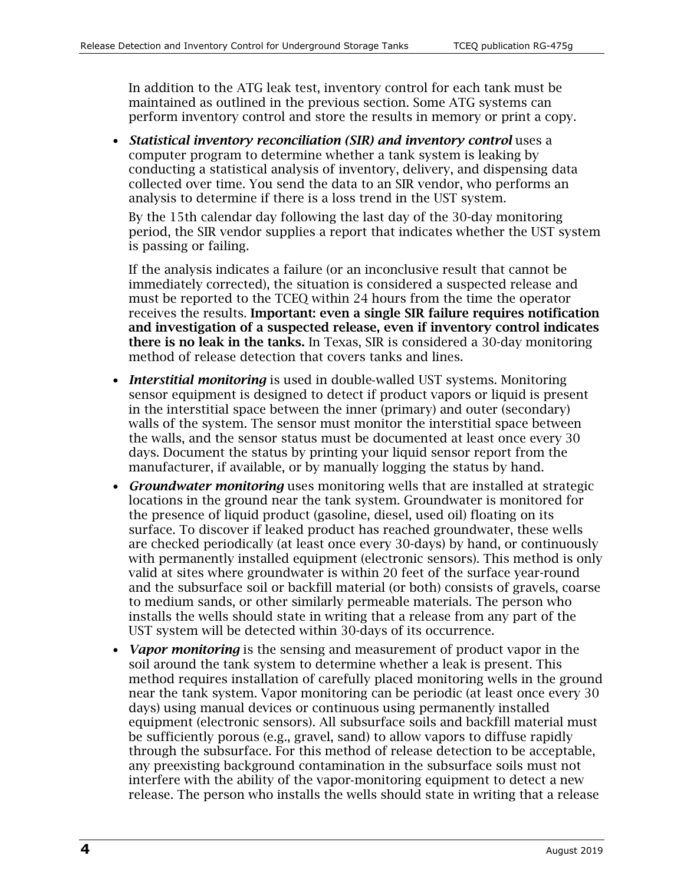In addition to the ATG leak test, inventory control for each tank must be maintained as outlined in the previous section. Some ATG systems can perform inventory control and store the results in memory or print a copy.

- ***Statistical inventory reconciliation (SIR) and inventory control*** uses a computer program to determine whether a tank system is leaking by conducting a statistical analysis of inventory, delivery, and dispensing data collected over time. You send the data to an SIR vendor, who performs an analysis to determine if there is a loss trend in the UST system.

  By the 15th calendar day following the last day of the 30-day monitoring period, the SIR vendor supplies a report that indicates whether the UST system is passing or failing.

  If the analysis indicates a failure (or an inconclusive result that cannot be immediately corrected), the situation is considered a suspected release and must be reported to the TCEQ within 24 hours from the time the operator receives the results. **Important: even a single SIR failure requires notification and investigation of a suspected release, even if inventory control indicates there is no leak in the tanks.** In Texas, SIR is considered a 30-day monitoring method of release detection that covers tanks and lines.

- ***Interstitial monitoring*** is used in double-walled UST systems. Monitoring sensor equipment is designed to detect if product vapors or liquid is present in the interstitial space between the inner (primary) and outer (secondary) walls of the system. The sensor must monitor the interstitial space between the walls, and the sensor status must be documented at least once every 30 days. Document the status by printing your liquid sensor report from the manufacturer, if available, or by manually logging the status by hand.

- ***Groundwater monitoring*** uses monitoring wells that are installed at strategic locations in the ground near the tank system. Groundwater is monitored for the presence of liquid product (gasoline, diesel, used oil) floating on its surface. To discover if leaked product has reached groundwater, these wells are checked periodically (at least once every 30-days) by hand, or continuously with permanently installed equipment (electronic sensors). This method is only valid at sites where groundwater is within 20 feet of the surface year-round and the subsurface soil or backfill material (or both) consists of gravels, coarse to medium sands, or other similarly permeable materials. The person who installs the wells should state in writing that a release from any part of the UST system will be detected within 30-days of its occurrence.

- ***Vapor monitoring*** is the sensing and measurement of product vapor in the soil around the tank system to determine whether a leak is present. This method requires installation of carefully placed monitoring wells in the ground near the tank system. Vapor monitoring can be periodic (at least once every 30 days) using manual devices or continuous using permanently installed equipment (electronic sensors). All subsurface soils and backfill material must be sufficiently porous (e.g., gravel, sand) to allow vapors to diffuse rapidly through the subsurface. For this method of release detection to be acceptable, any preexisting background contamination in the subsurface soils must not interfere with the ability of the vapor-monitoring equipment to detect a new release. The person who installs the wells should state in writing that a release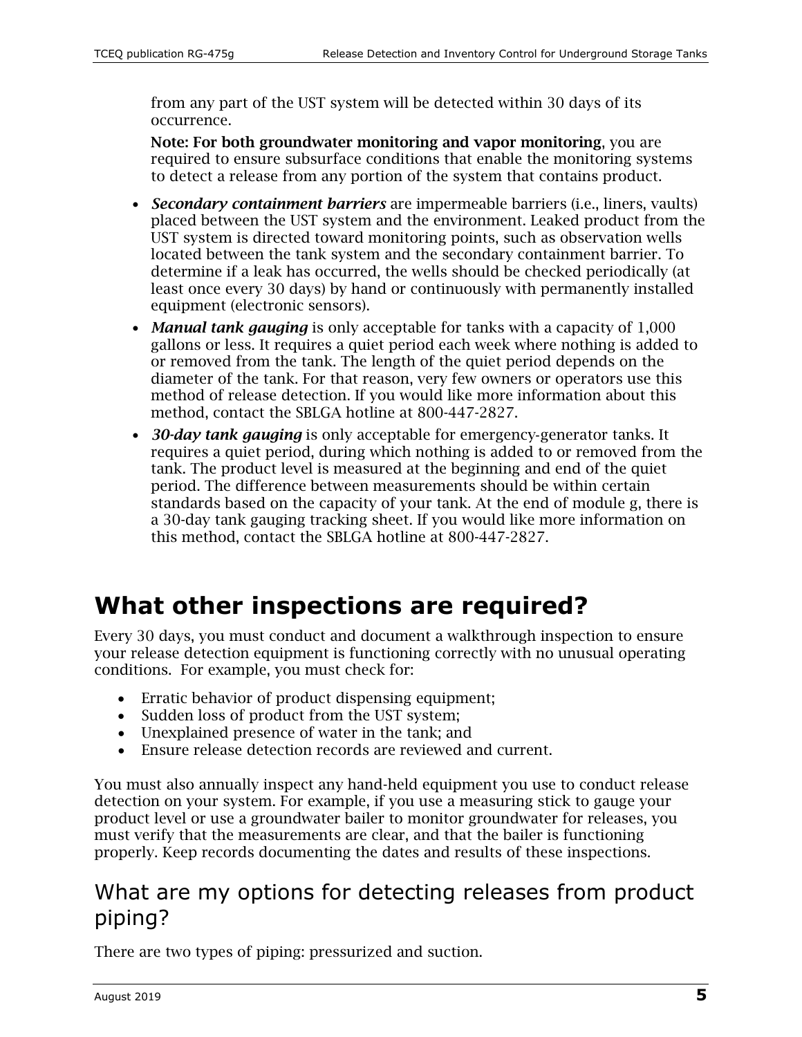from any part of the UST system will be detected within 30 days of its occurrence.

**Note: For both groundwater monitoring and vapor monitoring**, you are required to ensure subsurface conditions that enable the monitoring systems to detect a release from any portion of the system that contains product.

- ***Secondary containment barriers*** are impermeable barriers (i.e., liners, vaults) placed between the UST system and the environment. Leaked product from the UST system is directed toward monitoring points, such as observation wells located between the tank system and the secondary containment barrier. To determine if a leak has occurred, the wells should be checked periodically (at least once every 30 days) by hand or continuously with permanently installed equipment (electronic sensors).
- ***Manual tank gauging*** is only acceptable for tanks with a capacity of 1,000 gallons or less. It requires a quiet period each week where nothing is added to or removed from the tank. The length of the quiet period depends on the diameter of the tank. For that reason, very few owners or operators use this method of release detection. If you would like more information about this method, contact the SBLGA hotline at 800-447-2827.
- ***30-day tank gauging*** is only acceptable for emergency-generator tanks. It requires a quiet period, during which nothing is added to or removed from the tank. The product level is measured at the beginning and end of the quiet period. The difference between measurements should be within certain standards based on the capacity of your tank. At the end of module g, there is a 30-day tank gauging tracking sheet. If you would like more information on this method, contact the SBLGA hotline at 800-447-2827.

# What other inspections are required?

Every 30 days, you must conduct and document a walkthrough inspection to ensure your release detection equipment is functioning correctly with no unusual operating conditions. For example, you must check for:

- Erratic behavior of product dispensing equipment;
- Sudden loss of product from the UST system;
- Unexplained presence of water in the tank; and
- Ensure release detection records are reviewed and current.

You must also annually inspect any hand-held equipment you use to conduct release detection on your system. For example, if you use a measuring stick to gauge your product level or use a groundwater bailer to monitor groundwater for releases, you must verify that the measurements are clear, and that the bailer is functioning properly. Keep records documenting the dates and results of these inspections.

## What are my options for detecting releases from product piping?

There are two types of piping: pressurized and suction.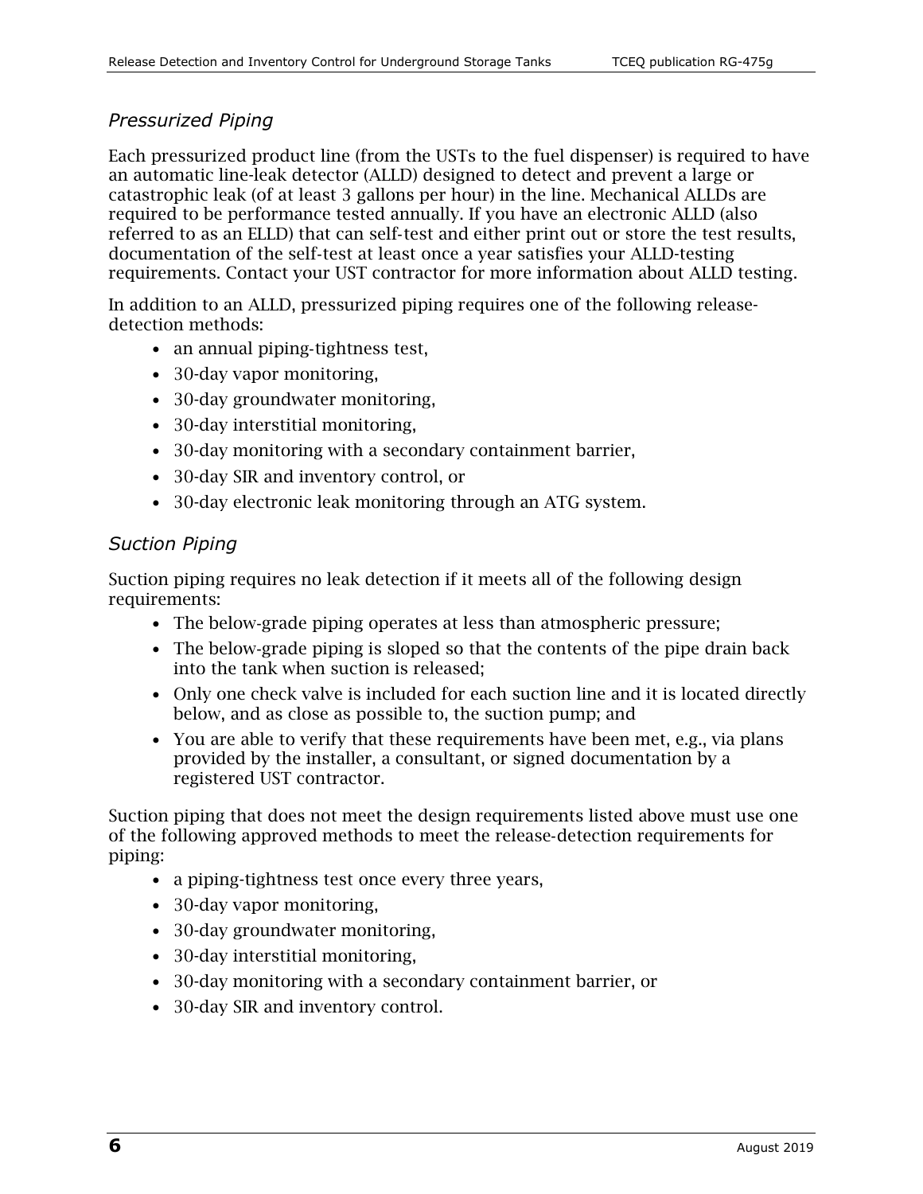### *Pressurized Piping*

Each pressurized product line (from the USTs to the fuel dispenser) is required to have an automatic line-leak detector (ALLD) designed to detect and prevent a large or catastrophic leak (of at least 3 gallons per hour) in the line. Mechanical ALLDs are required to be performance tested annually. If you have an electronic ALLD (also referred to as an ELLD) that can self-test and either print out or store the test results, documentation of the self-test at least once a year satisfies your ALLD-testing requirements. Contact your UST contractor for more information about ALLD testing.

In addition to an ALLD, pressurized piping requires one of the following release-detection methods:

- an annual piping-tightness test,
- 30-day vapor monitoring,
- 30-day groundwater monitoring,
- 30-day interstitial monitoring,
- 30-day monitoring with a secondary containment barrier,
- 30-day SIR and inventory control, or
- 30-day electronic leak monitoring through an ATG system.

### *Suction Piping*

Suction piping requires no leak detection if it meets all of the following design requirements:

- The below-grade piping operates at less than atmospheric pressure;
- The below-grade piping is sloped so that the contents of the pipe drain back into the tank when suction is released;
- Only one check valve is included for each suction line and it is located directly below, and as close as possible to, the suction pump; and
- You are able to verify that these requirements have been met, e.g., via plans provided by the installer, a consultant, or signed documentation by a registered UST contractor.

Suction piping that does not meet the design requirements listed above must use one of the following approved methods to meet the release-detection requirements for piping:

- a piping-tightness test once every three years,
- 30-day vapor monitoring,
- 30-day groundwater monitoring,
- 30-day interstitial monitoring,
- 30-day monitoring with a secondary containment barrier, or
- 30-day SIR and inventory control.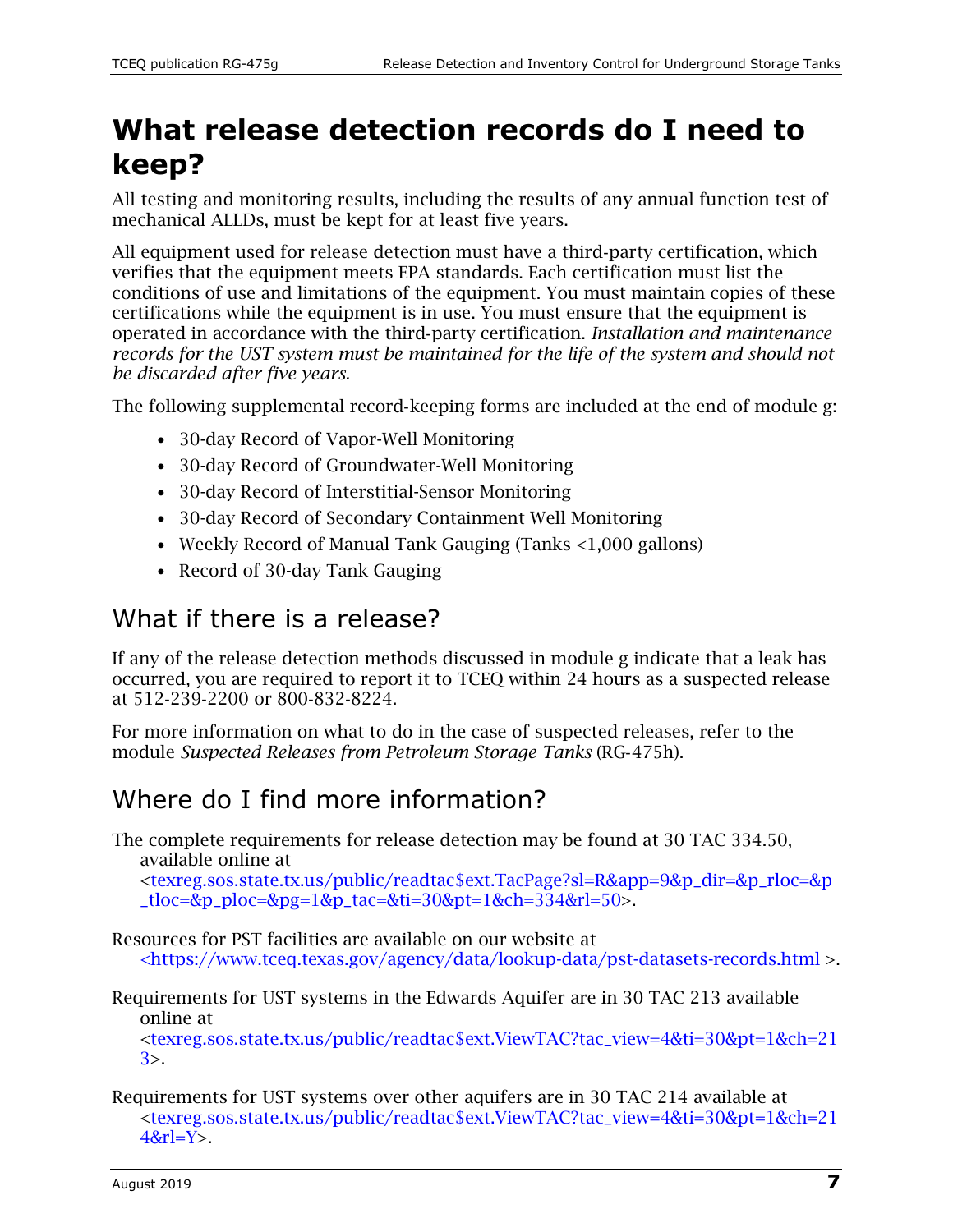# What release detection records do I need to keep?

All testing and monitoring results, including the results of any annual function test of mechanical ALLDs, must be kept for at least five years.

All equipment used for release detection must have a third-party certification, which verifies that the equipment meets EPA standards. Each certification must list the conditions of use and limitations of the equipment. You must maintain copies of these certifications while the equipment is in use. You must ensure that the equipment is operated in accordance with the third-party certification. *Installation and maintenance records for the UST system must be maintained for the life of the system and should not be discarded after five years.*

The following supplemental record-keeping forms are included at the end of module g:

- 30-day Record of Vapor-Well Monitoring
- 30-day Record of Groundwater-Well Monitoring
- 30-day Record of Interstitial-Sensor Monitoring
- 30-day Record of Secondary Containment Well Monitoring
- Weekly Record of Manual Tank Gauging (Tanks <1,000 gallons)
- Record of 30-day Tank Gauging

## What if there is a release?

If any of the release detection methods discussed in module g indicate that a leak has occurred, you are required to report it to TCEQ within 24 hours as a suspected release at 512-239-2200 or 800-832-8224.

For more information on what to do in the case of suspected releases, refer to the module *Suspected Releases from Petroleum Storage Tanks* (RG-475h).

## Where do I find more information?

The complete requirements for release detection may be found at 30 TAC 334.50, available online at <texreg.sos.state.tx.us/public/readtac$ext.TacPage?sl=R&app=9&p_dir=&p_rloc=&p_tloc=&p_ploc=&pg=1&p_tac=&ti=30&pt=1&ch=334&rl=50>.

Resources for PST facilities are available on our website at <https://www.tceq.texas.gov/agency/data/lookup-data/pst-datasets-records.html >.

Requirements for UST systems in the Edwards Aquifer are in 30 TAC 213 available online at <texreg.sos.state.tx.us/public/readtac$ext.ViewTAC?tac_view=4&ti=30&pt=1&ch=213>.

Requirements for UST systems over other aquifers are in 30 TAC 214 available at <texreg.sos.state.tx.us/public/readtac$ext.ViewTAC?tac_view=4&ti=30&pt=1&ch=214&rl=Y>.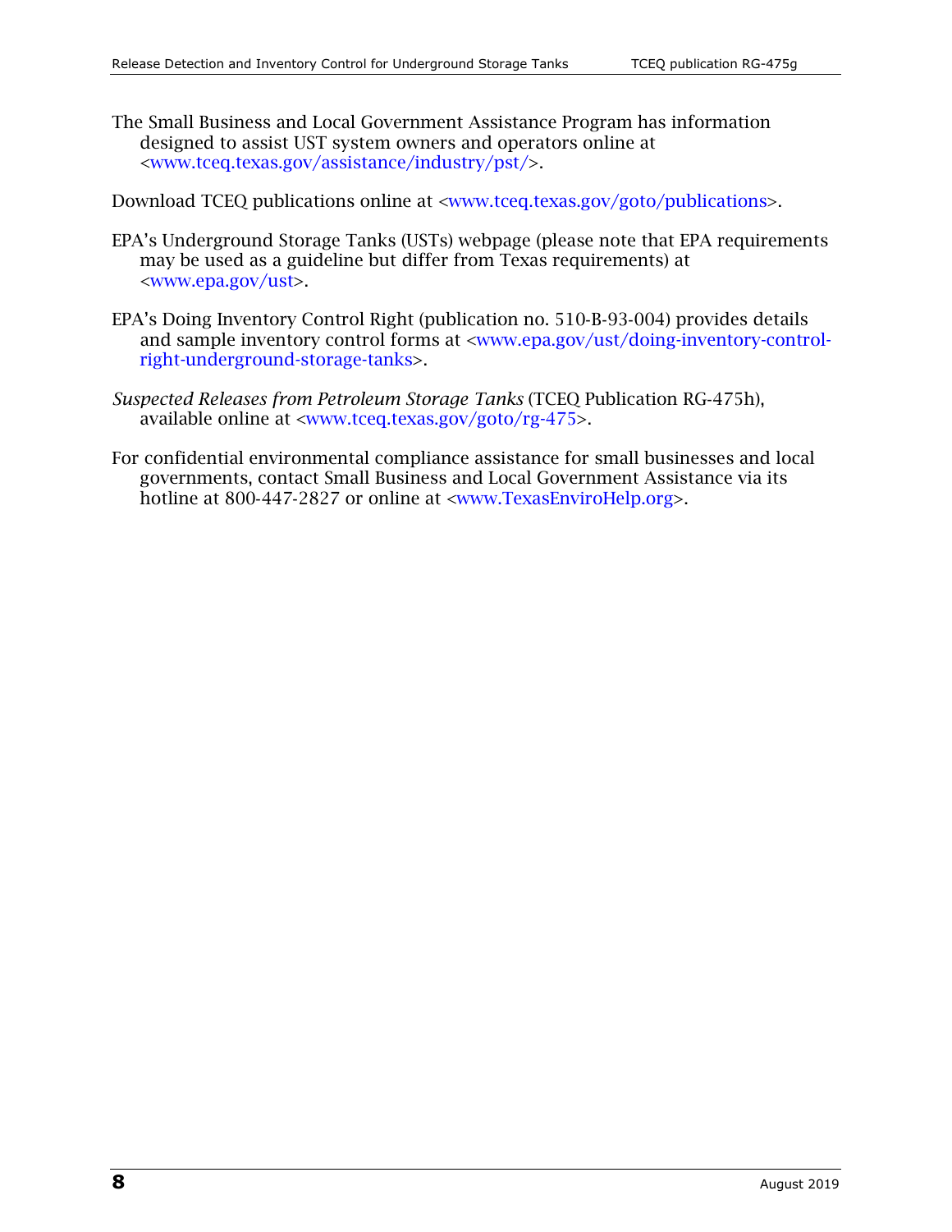The Small Business and Local Government Assistance Program has information designed to assist UST system owners and operators online at <www.tceq.texas.gov/assistance/industry/pst/>.

Download TCEQ publications online at <www.tceq.texas.gov/goto/publications>.

EPA's Underground Storage Tanks (USTs) webpage (please note that EPA requirements may be used as a guideline but differ from Texas requirements) at <www.epa.gov/ust>.

EPA's Doing Inventory Control Right (publication no. 510-B-93-004) provides details and sample inventory control forms at <www.epa.gov/ust/doing-inventory-control-right-underground-storage-tanks>.

*Suspected Releases from Petroleum Storage Tanks* (TCEQ Publication RG-475h), available online at <www.tceq.texas.gov/goto/rg-475>.

For confidential environmental compliance assistance for small businesses and local governments, contact Small Business and Local Government Assistance via its hotline at 800-447-2827 or online at <www.TexasEnviroHelp.org>.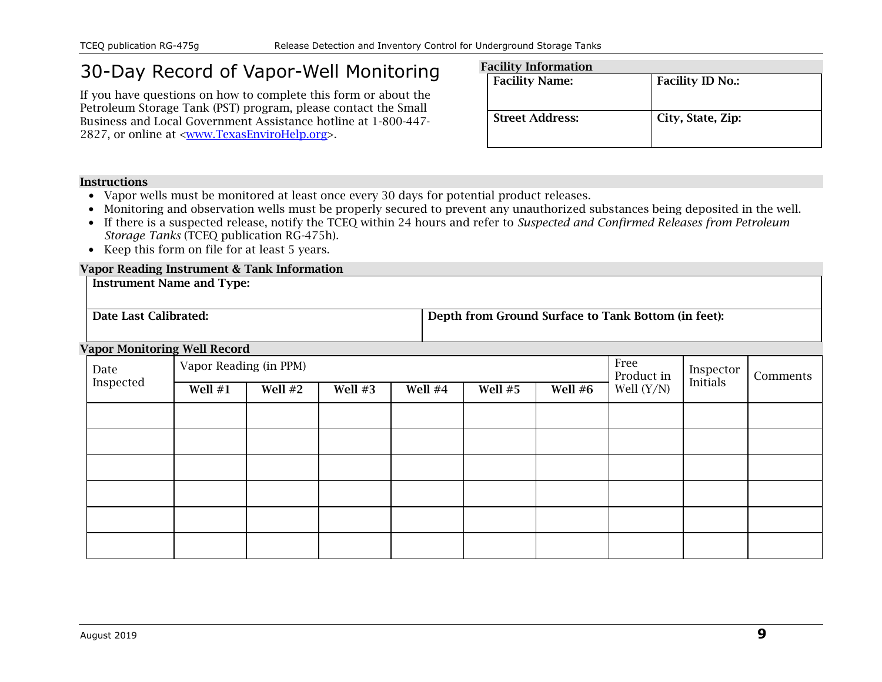# 30-Day Record of Vapor-Well Monitoring

If you have questions on how to complete this form or about the Petroleum Storage Tank (PST) program, please contact the Small Business and Local Government Assistance hotline at 1-800-447-2827, or online at <www.TexasEnviroHelp.org>.

## Facility Information

| **Facility Name:** | **Facility ID No.:** |
|---|---|
| **Street Address:** | **City, State, Zip:** |

## Instructions

- Vapor wells must be monitored at least once every 30 days for potential product releases.
- Monitoring and observation wells must be properly secured to prevent any unauthorized substances being deposited in the well.
- If there is a suspected release, notify the TCEQ within 24 hours and refer to *Suspected and Confirmed Releases from Petroleum Storage Tanks* (TCEQ publication RG-475h).
- Keep this form on file for at least 5 years.

## Vapor Reading Instrument & Tank Information

| **Instrument Name and Type:** | |
|---|---|
| **Date Last Calibrated:** | **Depth from Ground Surface to Tank Bottom (in feet):** |

## Vapor Monitoring Well Record

| Date Inspected | Vapor Reading (in PPM) | | | | | | Free Product in Well (Y/N) | Inspector Initials | Comments |
|---|---|---|---|---|---|---|---|---|---|
| | **Well #1** | **Well #2** | **Well #3** | **Well #4** | **Well #5** | **Well #6** | | | |
| | | | | | | | | | |
| | | | | | | | | | |
| | | | | | | | | | |
| | | | | | | | | | |
| | | | | | | | | | |
| | | | | | | | | | |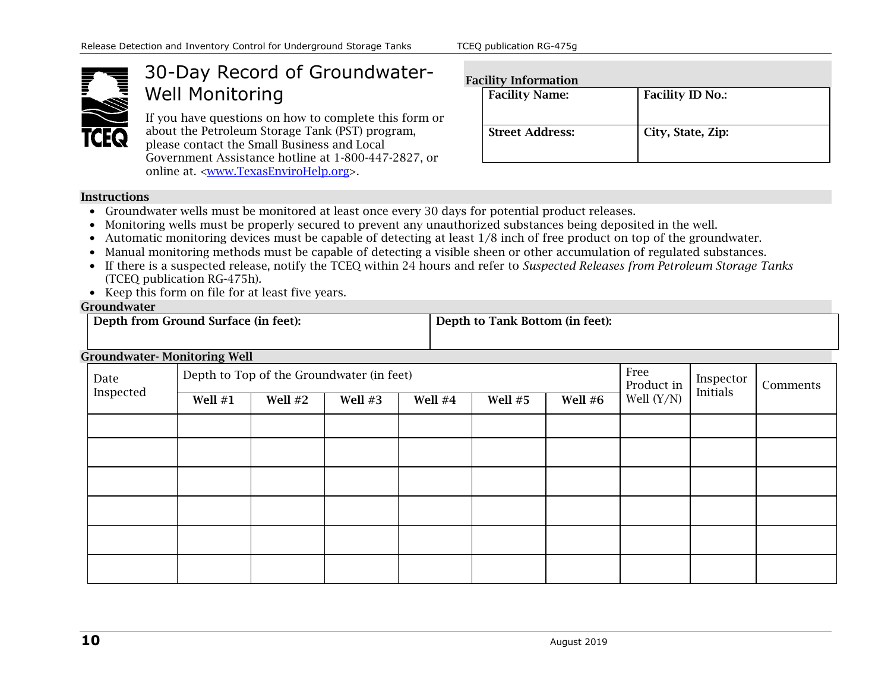# 30-Day Record of Groundwater-Well Monitoring

If you have questions on how to complete this form or about the Petroleum Storage Tank (PST) program, please contact the Small Business and Local Government Assistance hotline at 1-800-447-2827, or online at. <www.TexasEnviroHelp.org>.

**Facility Information**

| **Facility Name:** | **Facility ID No.:** |
|---|---|
| **Street Address:** | **City, State, Zip:** |

**Instructions**

- Groundwater wells must be monitored at least once every 30 days for potential product releases.
- Monitoring wells must be properly secured to prevent any unauthorized substances being deposited in the well.
- Automatic monitoring devices must be capable of detecting at least 1/8 inch of free product on top of the groundwater.
- Manual monitoring methods must be capable of detecting a visible sheen or other accumulation of regulated substances.
- If there is a suspected release, notify the TCEQ within 24 hours and refer to *Suspected Releases from Petroleum Storage Tanks* (TCEQ publication RG-475h).
- Keep this form on file for at least five years.

**Groundwater**

| **Depth from Ground Surface (in feet):** | **Depth to Tank Bottom (in feet):** |
|---|---|
| | |

**Groundwater- Monitoring Well**

| Date Inspected | Depth to Top of the Groundwater (in feet) | | | | | | Free Product in Well (Y/N) | Inspector Initials | Comments |
|---|---|---|---|---|---|---|---|---|---|
| | **Well #1** | **Well #2** | **Well #3** | **Well #4** | **Well #5** | **Well #6** | | | |
| | | | | | | | | | |
| | | | | | | | | | |
| | | | | | | | | | |
| | | | | | | | | | |
| | | | | | | | | | |
| | | | | | | | | | |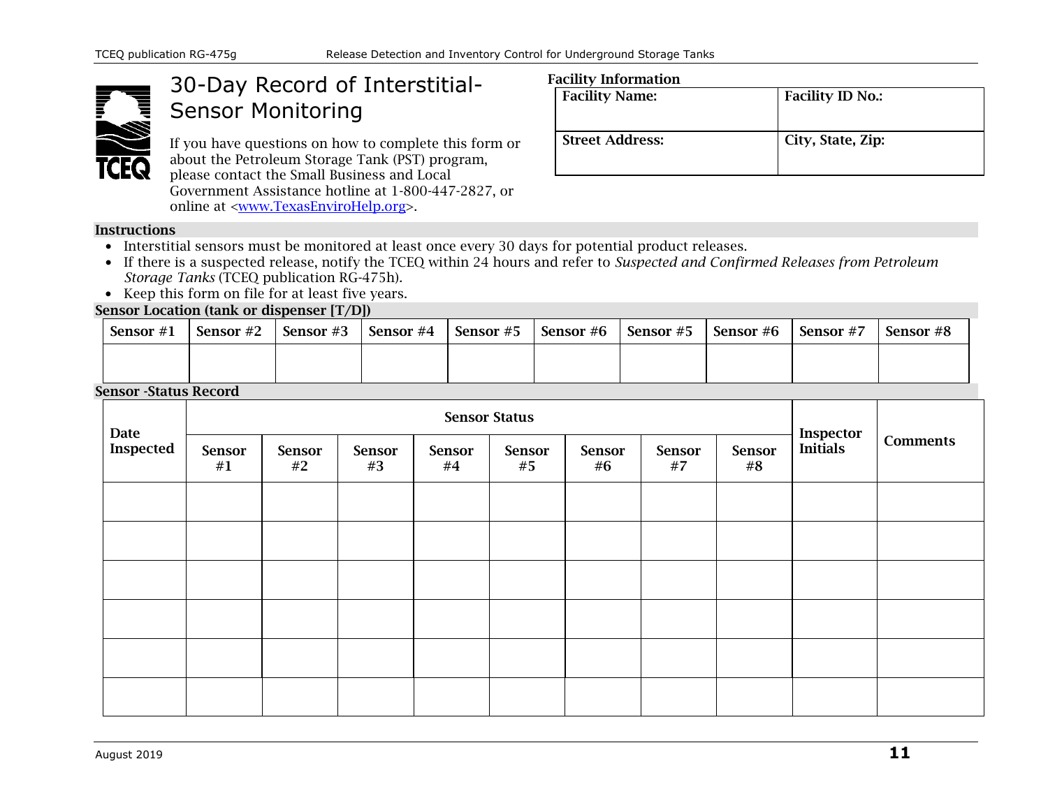# 30-Day Record of Interstitial-Sensor Monitoring

If you have questions on how to complete this form or about the Petroleum Storage Tank (PST) program, please contact the Small Business and Local Government Assistance hotline at 1-800-447-2827, or online at <www.TexasEnviroHelp.org>.

**Facility Information**

| Facility Name: | Facility ID No.: |
|---|---|
| **Street Address:** | **City, State, Zip:** |

**Instructions**

- Interstitial sensors must be monitored at least once every 30 days for potential product releases.
- If there is a suspected release, notify the TCEQ within 24 hours and refer to *Suspected and Confirmed Releases from Petroleum Storage Tanks* (TCEQ publication RG-475h).
- Keep this form on file for at least five years.

**Sensor Location (tank or dispenser [T/D])**

| Sensor #1 | Sensor #2 | Sensor #3 | Sensor #4 | Sensor #5 | Sensor #6 | Sensor #5 | Sensor #6 | Sensor #7 | Sensor #8 |
|---|---|---|---|---|---|---|---|---|---|
| | | | | | | | | | |

**Sensor -Status Record**

| Date Inspected | Sensor Status | | | | | | | | Inspector Initials | Comments |
|---|---|---|---|---|---|---|---|---|---|---|
| | Sensor #1 | Sensor #2 | Sensor #3 | Sensor #4 | Sensor #5 | Sensor #6 | Sensor #7 | Sensor #8 | | |
| | | | | | | | | | | |
| | | | | | | | | | | |
| | | | | | | | | | | |
| | | | | | | | | | | |
| | | | | | | | | | | |
| | | | | | | | | | | |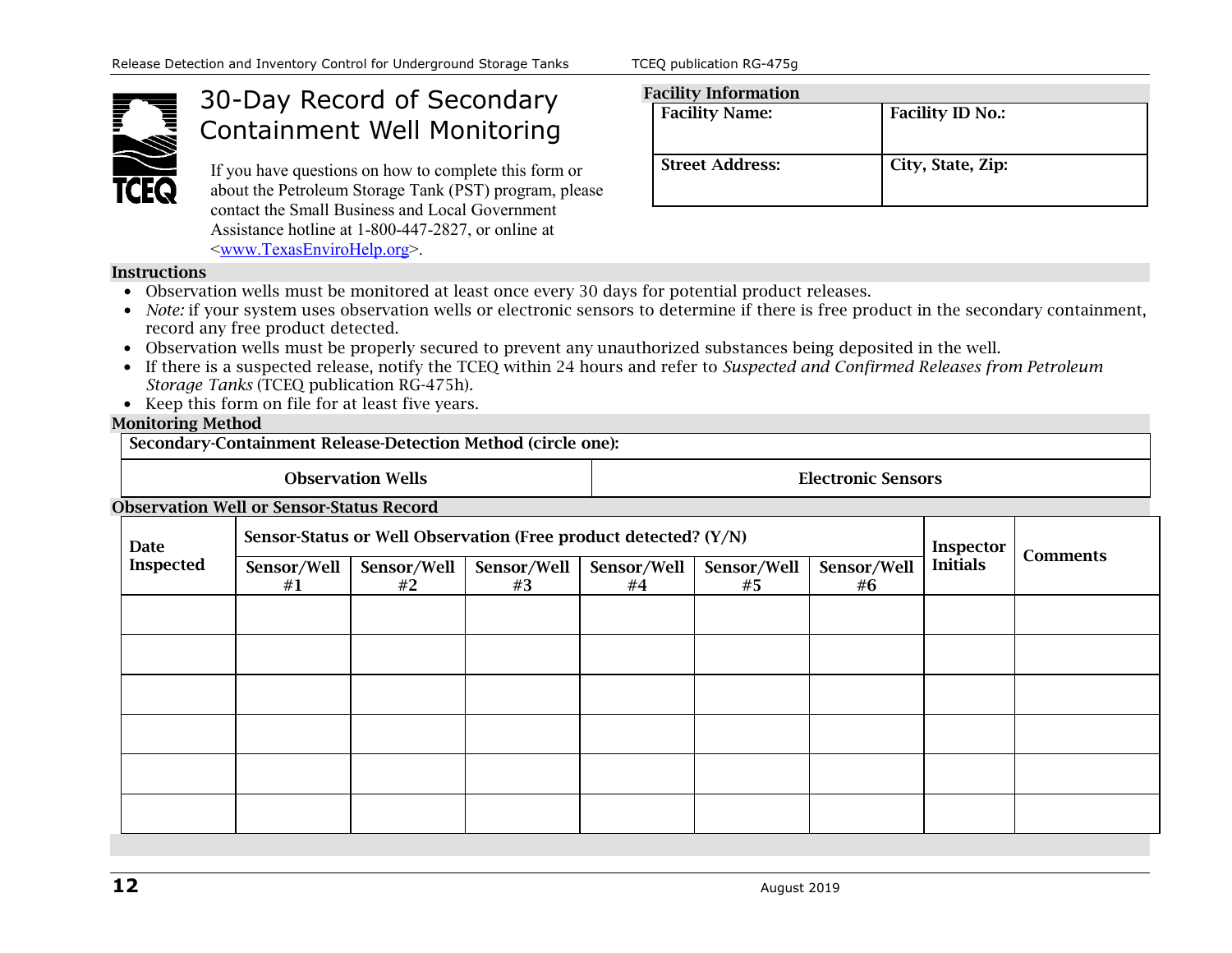# 30-Day Record of Secondary Containment Well Monitoring

If you have questions on how to complete this form or about the Petroleum Storage Tank (PST) program, please contact the Small Business and Local Government Assistance hotline at 1-800-447-2827, or online at <www.TexasEnviroHelp.org>.

## Facility Information

| Facility Name: | Facility ID No.: |
|---|---|
| **Street Address:** | **City, State, Zip:** |

## Instructions

- Observation wells must be monitored at least once every 30 days for potential product releases.
- *Note:* if your system uses observation wells or electronic sensors to determine if there is free product in the secondary containment, record any free product detected.
- Observation wells must be properly secured to prevent any unauthorized substances being deposited in the well.
- If there is a suspected release, notify the TCEQ within 24 hours and refer to *Suspected and Confirmed Releases from Petroleum Storage Tanks* (TCEQ publication RG-475h).
- Keep this form on file for at least five years.

## Monitoring Method

| Secondary-Containment Release-Detection Method (circle one): | |
|---|---|
| Observation Wells | Electronic Sensors |

## Observation Well or Sensor-Status Record

| Date Inspected | Sensor-Status or Well Observation (Free product detected? (Y/N) | | | | | | Inspector Initials | Comments |
|---|---|---|---|---|---|---|---|---|
| | Sensor/Well #1 | Sensor/Well #2 | Sensor/Well #3 | Sensor/Well #4 | Sensor/Well #5 | Sensor/Well #6 | | |
| | | | | | | | | |
| | | | | | | | | |
| | | | | | | | | |
| | | | | | | | | |
| | | | | | | | | |
| | | | | | | | | |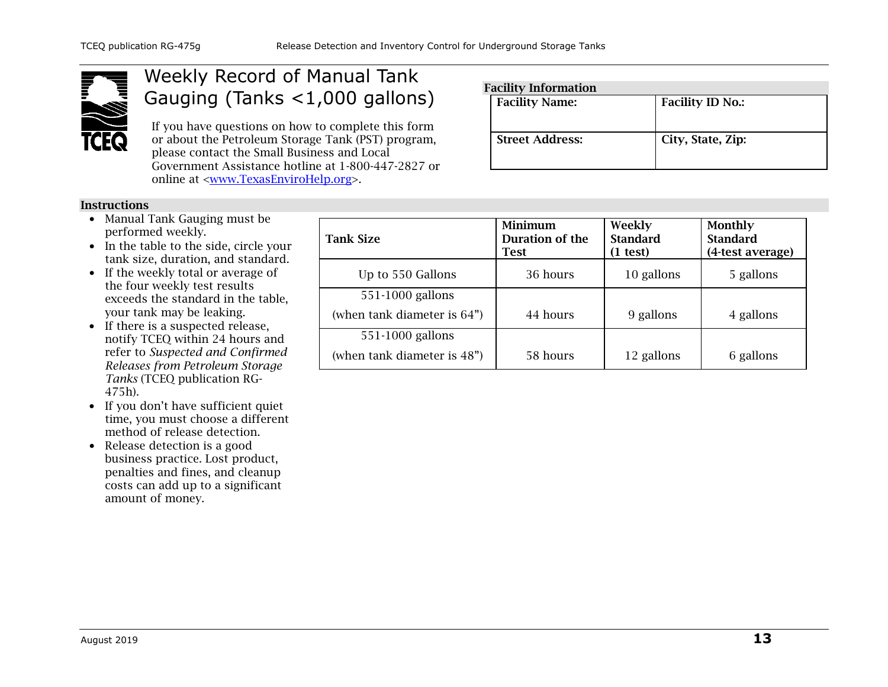# Weekly Record of Manual Tank Gauging (Tanks <1,000 gallons)

If you have questions on how to complete this form or about the Petroleum Storage Tank (PST) program, please contact the Small Business and Local Government Assistance hotline at 1-800-447-2827 or online at <www.TexasEnviroHelp.org>.

**Facility Information**

| **Facility Name:** | **Facility ID No.:** |
|---|---|
| **Street Address:** | **City, State, Zip:** |

**Instructions**

- Manual Tank Gauging must be performed weekly.
- In the table to the side, circle your tank size, duration, and standard.
- If the weekly total or average of the four weekly test results exceeds the standard in the table, your tank may be leaking.
- If there is a suspected release, notify TCEQ within 24 hours and refer to *Suspected and Confirmed Releases from Petroleum Storage Tanks* (TCEQ publication RG-475h).
- If you don't have sufficient quiet time, you must choose a different method of release detection.
- Release detection is a good business practice. Lost product, penalties and fines, and cleanup costs can add up to a significant amount of money.

| Tank Size | Minimum Duration of the Test | Weekly Standard (1 test) | Monthly Standard (4-test average) |
|---|---|---|---|
| Up to 550 Gallons | 36 hours | 10 gallons | 5 gallons |
| 551-1000 gallons (when tank diameter is 64") | 44 hours | 9 gallons | 4 gallons |
| 551-1000 gallons (when tank diameter is 48") | 58 hours | 12 gallons | 6 gallons |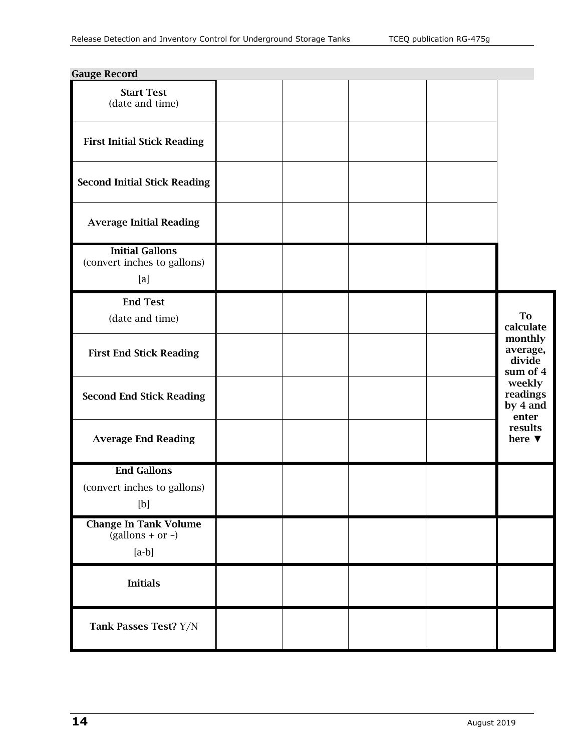**Gauge Record**

| | | | | | |
|---|---|---|---|---|---|
| **Start Test** (date and time) | | | | | |
| **First Initial Stick Reading** | | | | | |
| **Second Initial Stick Reading** | | | | | |
| **Average Initial Reading** | | | | | |
| **Initial Gallons** (convert inches to gallons) [a] | | | | | |
| **End Test** (date and time) | | | | | **To calculate monthly average, divide sum of 4 weekly readings by 4 and enter results here ▼** |
| **First End Stick Reading** | | | | | |
| **Second End Stick Reading** | | | | | |
| **Average End Reading** | | | | | |
| **End Gallons** (convert inches to gallons) [b] | | | | | |
| **Change In Tank Volume** (gallons + or –) [a-b] | | | | | |
| **Initials** | | | | | |
| **Tank Passes Test?** Y/N | | | | | |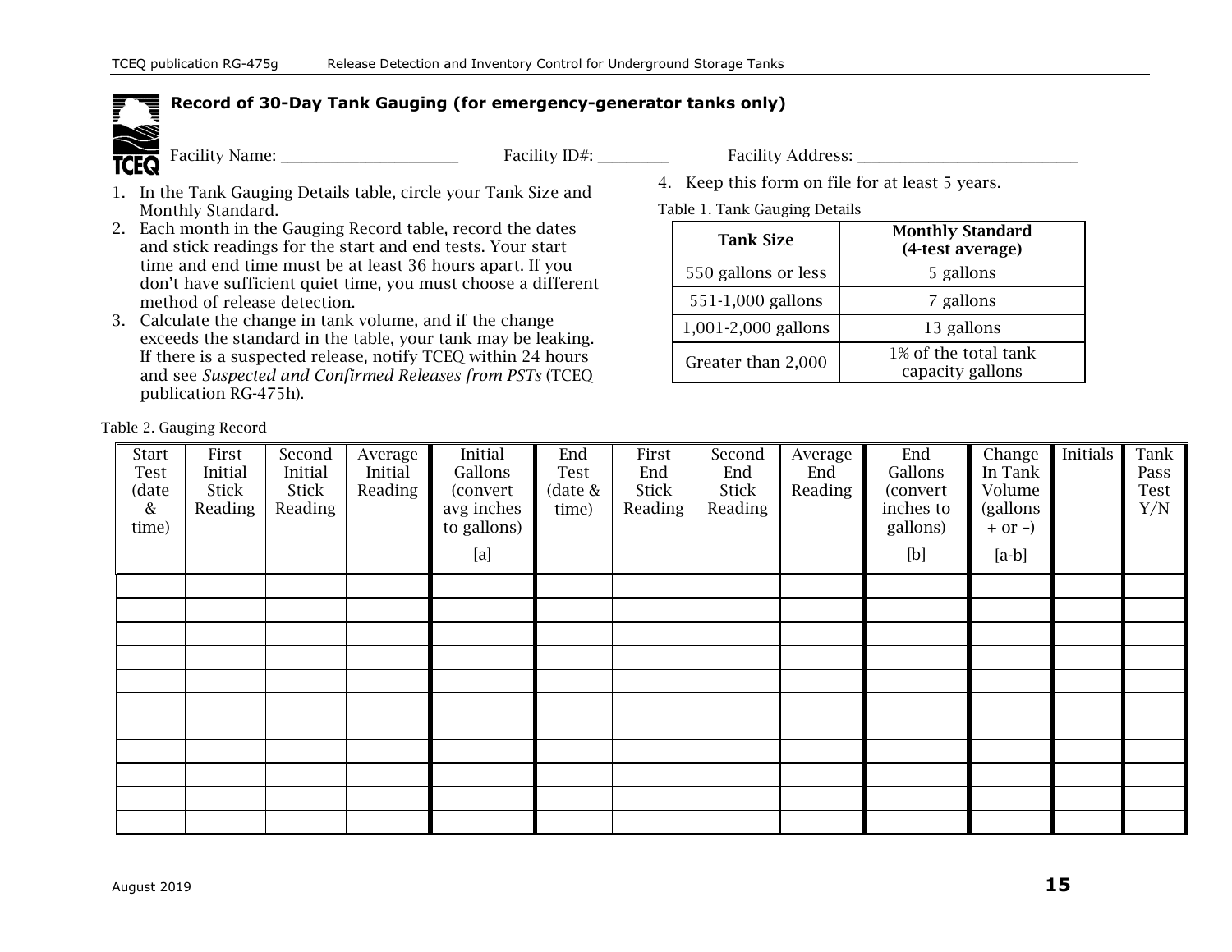## Record of 30-Day Tank Gauging (for emergency-generator tanks only)

Facility Name: ______________________ Facility ID#: _________ Facility Address: ____________________________

1. In the Tank Gauging Details table, circle your Tank Size and Monthly Standard.
2. Each month in the Gauging Record table, record the dates and stick readings for the start and end tests. Your start time and end time must be at least 36 hours apart. If you don't have sufficient quiet time, you must choose a different method of release detection.
3. Calculate the change in tank volume, and if the change exceeds the standard in the table, your tank may be leaking. If there is a suspected release, notify TCEQ within 24 hours and see *Suspected and Confirmed Releases from PSTs* (TCEQ publication RG-475h).
4. Keep this form on file for at least 5 years.

Table 1. Tank Gauging Details

| Tank Size | Monthly Standard (4-test average) |
|---|---|
| 550 gallons or less | 5 gallons |
| 551-1,000 gallons | 7 gallons |
| 1,001-2,000 gallons | 13 gallons |
| Greater than 2,000 | 1% of the total tank capacity gallons |

Table 2. Gauging Record

| Start Test (date & time) | First Initial Stick Reading | Second Initial Stick Reading | Average Initial Reading | Initial Gallons (convert avg inches to gallons) [a] | End Test (date & time) | First End Stick Reading | Second End Stick Reading | Average End Reading | End Gallons (convert inches to gallons) [b] | Change In Tank Volume (gallons + or –) [a-b] | Initials | Tank Pass Test Y/N |
|---|---|---|---|---|---|---|---|---|---|---|---|---|
| | | | | | | | | | | | | |
| | | | | | | | | | | | | |
| | | | | | | | | | | | | |
| | | | | | | | | | | | | |
| | | | | | | | | | | | | |
| | | | | | | | | | | | | |
| | | | | | | | | | | | | |
| | | | | | | | | | | | | |
| | | | | | | | | | | | | |
| | | | | | | | | | | | | |
| | | | | | | | | | | | | |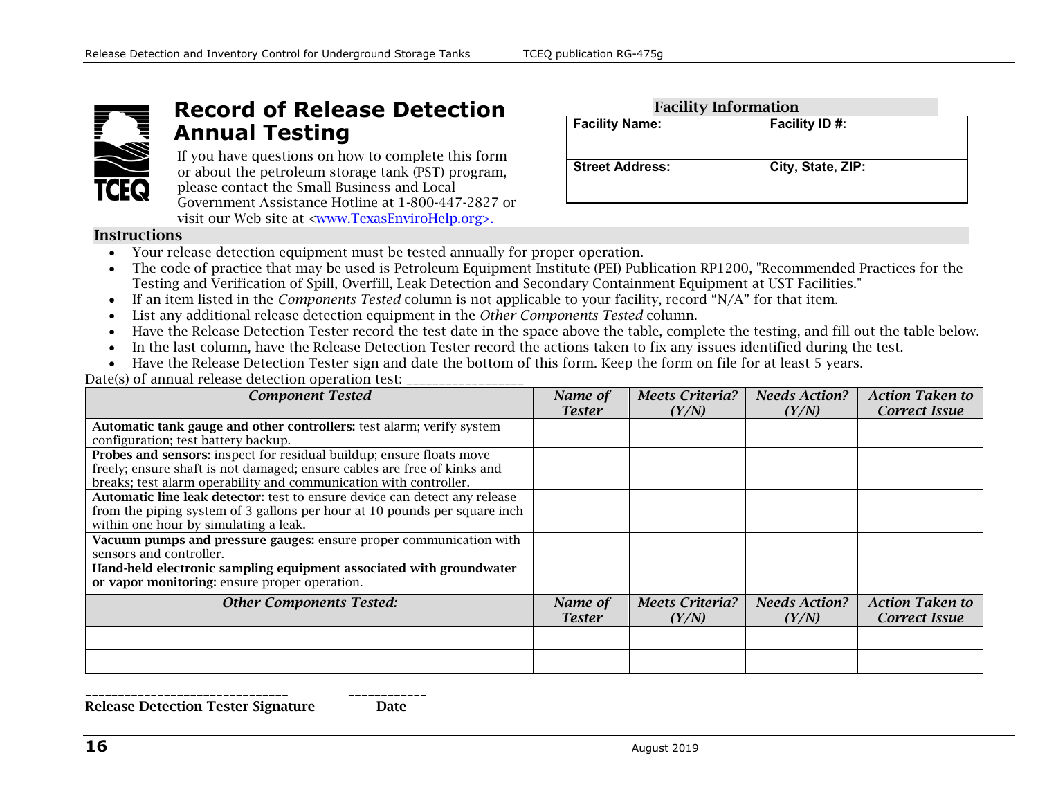# Record of Release Detection Annual Testing

If you have questions on how to complete this form or about the petroleum storage tank (PST) program, please contact the Small Business and Local Government Assistance Hotline at 1-800-447-2827 or visit our Web site at <www.TexasEnviroHelp.org>.

**Facility Information**

| **Facility Name:** | **Facility ID #:** |
|---|---|
| **Street Address:** | **City, State, ZIP:** |

## Instructions

- Your release detection equipment must be tested annually for proper operation.
- The code of practice that may be used is Petroleum Equipment Institute (PEI) Publication RP1200, "Recommended Practices for the Testing and Verification of Spill, Overfill, Leak Detection and Secondary Containment Equipment at UST Facilities."
- If an item listed in the *Components Tested* column is not applicable to your facility, record "N/A" for that item.
- List any additional release detection equipment in the *Other Components Tested* column.
- Have the Release Detection Tester record the test date in the space above the table, complete the testing, and fill out the table below.
- In the last column, have the Release Detection Tester record the actions taken to fix any issues identified during the test.
- Have the Release Detection Tester sign and date the bottom of this form. Keep the form on file for at least 5 years.

Date(s) of annual release detection operation test: _________________

| ***Component Tested*** | ***Name of Tester*** | ***Meets Criteria? (Y/N)*** | ***Needs Action? (Y/N)*** | ***Action Taken to Correct Issue*** |
|---|---|---|---|---|
| **Automatic tank gauge and other controllers:** test alarm; verify system configuration; test battery backup. | | | | |
| **Probes and sensors:** inspect for residual buildup; ensure floats move freely; ensure shaft is not damaged; ensure cables are free of kinks and breaks; test alarm operability and communication with controller. | | | | |
| **Automatic line leak detector:** test to ensure device can detect any release from the piping system of 3 gallons per hour at 10 pounds per square inch within one hour by simulating a leak. | | | | |
| **Vacuum pumps and pressure gauges:** ensure proper communication with sensors and controller. | | | | |
| **Hand-held electronic sampling equipment associated with groundwater or vapor monitoring:** ensure proper operation. | | | | |
| ***Other Components Tested:*** | ***Name of Tester*** | ***Meets Criteria? (Y/N)*** | ***Needs Action? (Y/N)*** | ***Action Taken to Correct Issue*** |
| | | | | |
| | | | | |

______________________________ ____________

**Release Detection Tester Signature** **Date**